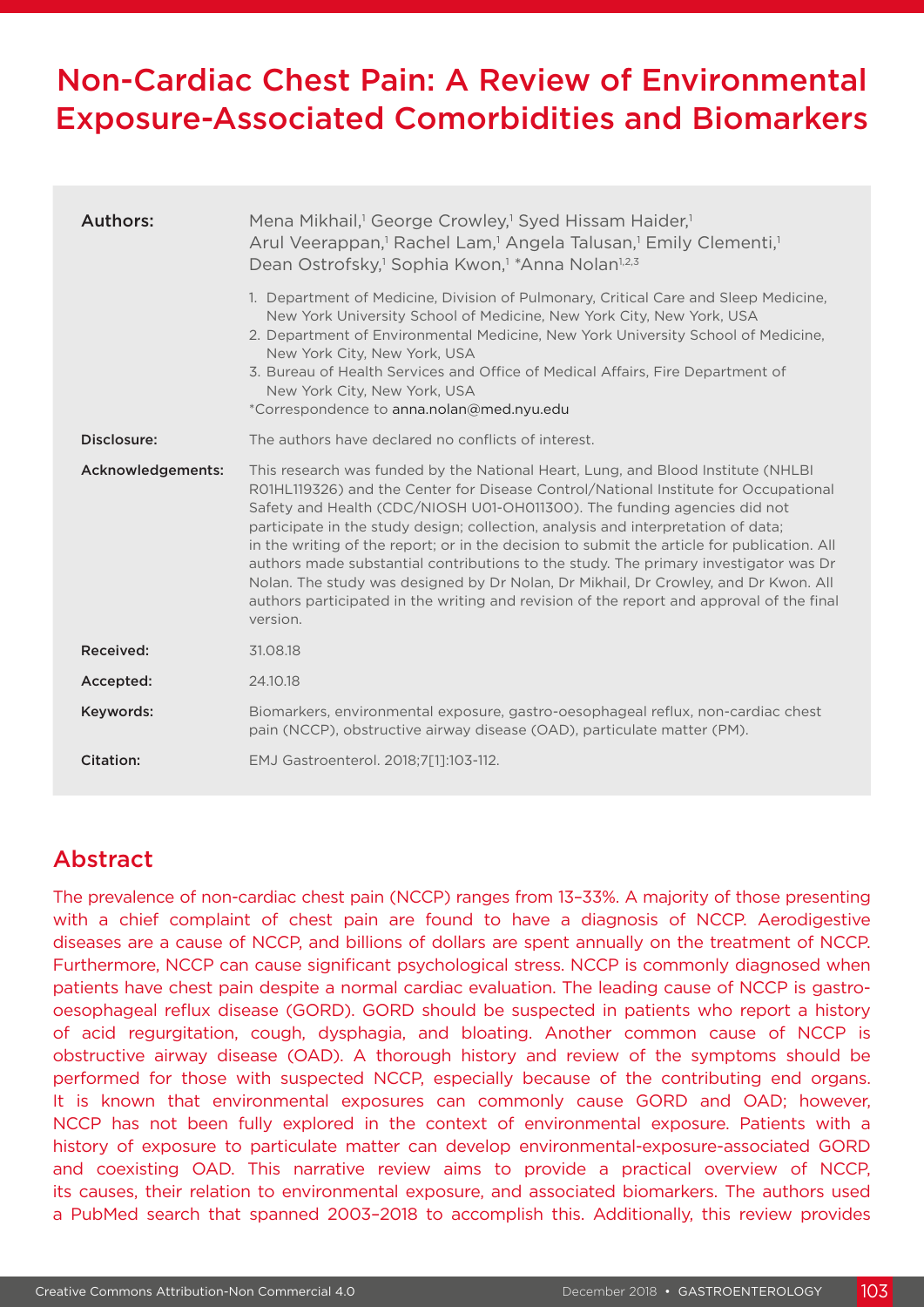# Non-Cardiac Chest Pain: A Review of Environmental Exposure-Associated Comorbidities and Biomarkers

| | |
|---|---|
| **Authors:** | Mena Mikhail,[1] George Crowley,[1] Syed Hissam Haider,[1] Arul Veerappan,[1] Rachel Lam,[1] Angela Talusan,[1] Emily Clementi,[1] Dean Ostrofsky,[1] Sophia Kwon,[1] *Anna Nolan[1,2,3]<br><br>1. Department of Medicine, Division of Pulmonary, Critical Care and Sleep Medicine, New York University School of Medicine, New York City, New York, USA<br>2. Department of Environmental Medicine, New York University School of Medicine, New York City, New York, USA<br>3. Bureau of Health Services and Office of Medical Affairs, Fire Department of New York City, New York, USA<br>*Correspondence to anna.nolan@med.nyu.edu |
| **Disclosure:** | The authors have declared no conflicts of interest. |
| **Acknowledgements:** | This research was funded by the National Heart, Lung, and Blood Institute (NHLBI R01HL119326) and the Center for Disease Control/National Institute for Occupational Safety and Health (CDC/NIOSH U01-OH011300). The funding agencies did not participate in the study design; collection, analysis and interpretation of data; in the writing of the report; or in the decision to submit the article for publication. All authors made substantial contributions to the study. The primary investigator was Dr Nolan. The study was designed by Dr Nolan, Dr Mikhail, Dr Crowley, and Dr Kwon. All authors participated in the writing and revision of the report and approval of the final version. |
| **Received:** | 31.08.18 |
| **Accepted:** | 24.10.18 |
| **Keywords:** | Biomarkers, environmental exposure, gastro-oesophageal reflux, non-cardiac chest pain (NCCP), obstructive airway disease (OAD), particulate matter (PM). |
| **Citation:** | EMJ Gastroenterol. 2018;7[1]:103-112. |

## Abstract

The prevalence of non-cardiac chest pain (NCCP) ranges from 13–33%. A majority of those presenting with a chief complaint of chest pain are found to have a diagnosis of NCCP. Aerodigestive diseases are a cause of NCCP, and billions of dollars are spent annually on the treatment of NCCP. Furthermore, NCCP can cause significant psychological stress. NCCP is commonly diagnosed when patients have chest pain despite a normal cardiac evaluation. The leading cause of NCCP is gastro-oesophageal reflux disease (GORD). GORD should be suspected in patients who report a history of acid regurgitation, cough, dysphagia, and bloating. Another common cause of NCCP is obstructive airway disease (OAD). A thorough history and review of the symptoms should be performed for those with suspected NCCP, especially because of the contributing end organs. It is known that environmental exposures can commonly cause GORD and OAD; however, NCCP has not been fully explored in the context of environmental exposure. Patients with a history of exposure to particulate matter can develop environmental-exposure-associated GORD and coexisting OAD. This narrative review aims to provide a practical overview of NCCP, its causes, their relation to environmental exposure, and associated biomarkers. The authors used a PubMed search that spanned 2003–2018 to accomplish this. Additionally, this review provides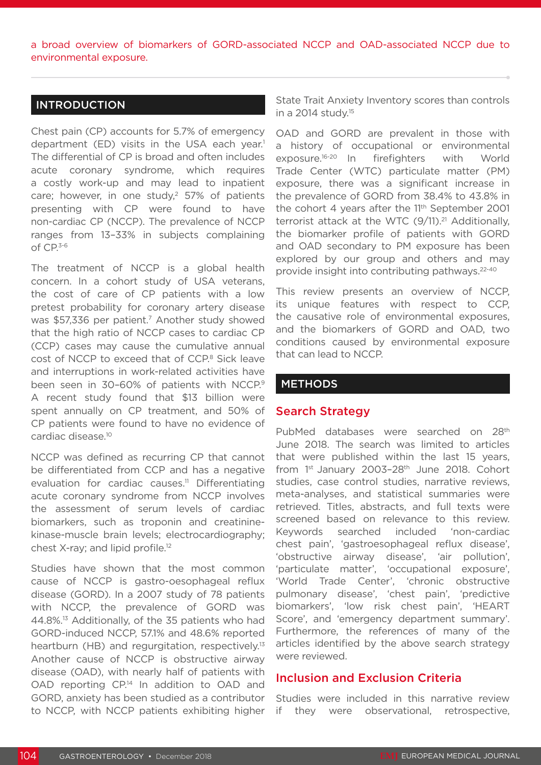a broad overview of biomarkers of GORD-associated NCCP and OAD-associated NCCP due to environmental exposure.

## INTRODUCTION

Chest pain (CP) accounts for 5.7% of emergency department (ED) visits in the USA each year.[1] The differential of CP is broad and often includes acute coronary syndrome, which requires a costly work-up and may lead to inpatient care; however, in one study,[2] 57% of patients presenting with CP were found to have non-cardiac CP (NCCP). The prevalence of NCCP ranges from 13–33% in subjects complaining of CP.[3-6]

The treatment of NCCP is a global health concern. In a cohort study of USA veterans, the cost of care of CP patients with a low pretest probability for coronary artery disease was $57,336 per patient.[7] Another study showed that the high ratio of NCCP cases to cardiac CP (CCP) cases may cause the cumulative annual cost of NCCP to exceed that of CCP.[8] Sick leave and interruptions in work-related activities have been seen in 30–60% of patients with NCCP.[9] A recent study found that $13 billion were spent annually on CP treatment, and 50% of CP patients were found to have no evidence of cardiac disease.[10]

NCCP was defined as recurring CP that cannot be differentiated from CCP and has a negative evaluation for cardiac causes.[11] Differentiating acute coronary syndrome from NCCP involves the assessment of serum levels of cardiac biomarkers, such as troponin and creatinine-kinase-muscle brain levels; electrocardiography; chest X-ray; and lipid profile.[12]

Studies have shown that the most common cause of NCCP is gastro-oesophageal reflux disease (GORD). In a 2007 study of 78 patients with NCCP, the prevalence of GORD was 44.8%.[13] Additionally, of the 35 patients who had GORD-induced NCCP, 57.1% and 48.6% reported heartburn (HB) and regurgitation, respectively.[13] Another cause of NCCP is obstructive airway disease (OAD), with nearly half of patients with OAD reporting CP.[14] In addition to OAD and GORD, anxiety has been studied as a contributor to NCCP, with NCCP patients exhibiting higher State Trait Anxiety Inventory scores than controls in a 2014 study.[15]

OAD and GORD are prevalent in those with a history of occupational or environmental exposure.[16-20] In firefighters with World Trade Center (WTC) particulate matter (PM) exposure, there was a significant increase in the prevalence of GORD from 38.4% to 43.8% in the cohort 4 years after the 11th September 2001 terrorist attack at the WTC (9/11).[21] Additionally, the biomarker profile of patients with GORD and OAD secondary to PM exposure has been explored by our group and others and may provide insight into contributing pathways.[22-40]

This review presents an overview of NCCP, its unique features with respect to CCP, the causative role of environmental exposures, and the biomarkers of GORD and OAD, two conditions caused by environmental exposure that can lead to NCCP.

## METHODS

### Search Strategy

PubMed databases were searched on 28th June 2018. The search was limited to articles that were published within the last 15 years, from 1st January 2003–28th June 2018. Cohort studies, case control studies, narrative reviews, meta-analyses, and statistical summaries were retrieved. Titles, abstracts, and full texts were screened based on relevance to this review. Keywords searched included 'non-cardiac chest pain', 'gastroesophageal reflux disease', 'obstructive airway disease', 'air pollution', 'particulate matter', 'occupational exposure', 'World Trade Center', 'chronic obstructive pulmonary disease', 'chest pain', 'predictive biomarkers', 'low risk chest pain', 'HEART Score', and 'emergency department summary'. Furthermore, the references of many of the articles identified by the above search strategy were reviewed.

### Inclusion and Exclusion Criteria

Studies were included in this narrative review if they were observational, retrospective,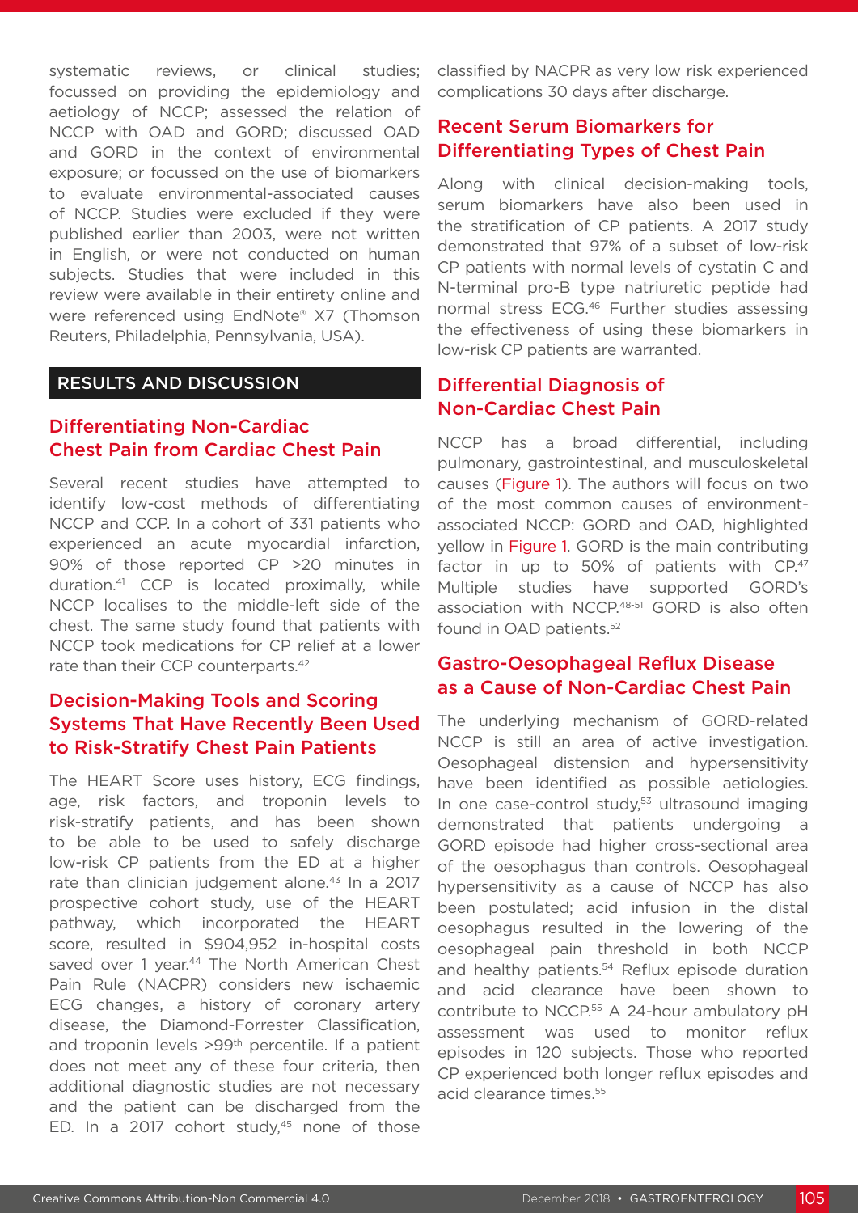systematic reviews, or clinical studies; focussed on providing the epidemiology and aetiology of NCCP; assessed the relation of NCCP with OAD and GORD; discussed OAD and GORD in the context of environmental exposure; or focussed on the use of biomarkers to evaluate environmental-associated causes of NCCP. Studies were excluded if they were published earlier than 2003, were not written in English, or were not conducted on human subjects. Studies that were included in this review were available in their entirety online and were referenced using EndNote® X7 (Thomson Reuters, Philadelphia, Pennsylvania, USA).

## RESULTS AND DISCUSSION

### Differentiating Non-Cardiac Chest Pain from Cardiac Chest Pain

Several recent studies have attempted to identify low-cost methods of differentiating NCCP and CCP. In a cohort of 331 patients who experienced an acute myocardial infarction, 90% of those reported CP >20 minutes in duration.[41] CCP is located proximally, while NCCP localises to the middle-left side of the chest. The same study found that patients with NCCP took medications for CP relief at a lower rate than their CCP counterparts.[42]

### Decision-Making Tools and Scoring Systems That Have Recently Been Used to Risk-Stratify Chest Pain Patients

The HEART Score uses history, ECG findings, age, risk factors, and troponin levels to risk-stratify patients, and has been shown to be able to be used to safely discharge low-risk CP patients from the ED at a higher rate than clinician judgement alone.[43] In a 2017 prospective cohort study, use of the HEART pathway, which incorporated the HEART score, resulted in $904,952 in-hospital costs saved over 1 year.[44] The North American Chest Pain Rule (NACPR) considers new ischaemic ECG changes, a history of coronary artery disease, the Diamond-Forrester Classification, and troponin levels >99th percentile. If a patient does not meet any of these four criteria, then additional diagnostic studies are not necessary and the patient can be discharged from the ED. In a 2017 cohort study,[45] none of those classified by NACPR as very low risk experienced complications 30 days after discharge.

### Recent Serum Biomarkers for Differentiating Types of Chest Pain

Along with clinical decision-making tools, serum biomarkers have also been used in the stratification of CP patients. A 2017 study demonstrated that 97% of a subset of low-risk CP patients with normal levels of cystatin C and N-terminal pro-B type natriuretic peptide had normal stress ECG.[46] Further studies assessing the effectiveness of using these biomarkers in low-risk CP patients are warranted.

### Differential Diagnosis of Non-Cardiac Chest Pain

NCCP has a broad differential, including pulmonary, gastrointestinal, and musculoskeletal causes (Figure 1). The authors will focus on two of the most common causes of environment-associated NCCP: GORD and OAD, highlighted yellow in Figure 1. GORD is the main contributing factor in up to 50% of patients with CP.[47] Multiple studies have supported GORD's association with NCCP.[48-51] GORD is also often found in OAD patients.[52]

### Gastro-Oesophageal Reflux Disease as a Cause of Non-Cardiac Chest Pain

The underlying mechanism of GORD-related NCCP is still an area of active investigation. Oesophageal distension and hypersensitivity have been identified as possible aetiologies. In one case-control study,[53] ultrasound imaging demonstrated that patients undergoing a GORD episode had higher cross-sectional area of the oesophagus than controls. Oesophageal hypersensitivity as a cause of NCCP has also been postulated; acid infusion in the distal oesophagus resulted in the lowering of the oesophageal pain threshold in both NCCP and healthy patients.[54] Reflux episode duration and acid clearance have been shown to contribute to NCCP.[55] A 24-hour ambulatory pH assessment was used to monitor reflux episodes in 120 subjects. Those who reported CP experienced both longer reflux episodes and acid clearance times.[55]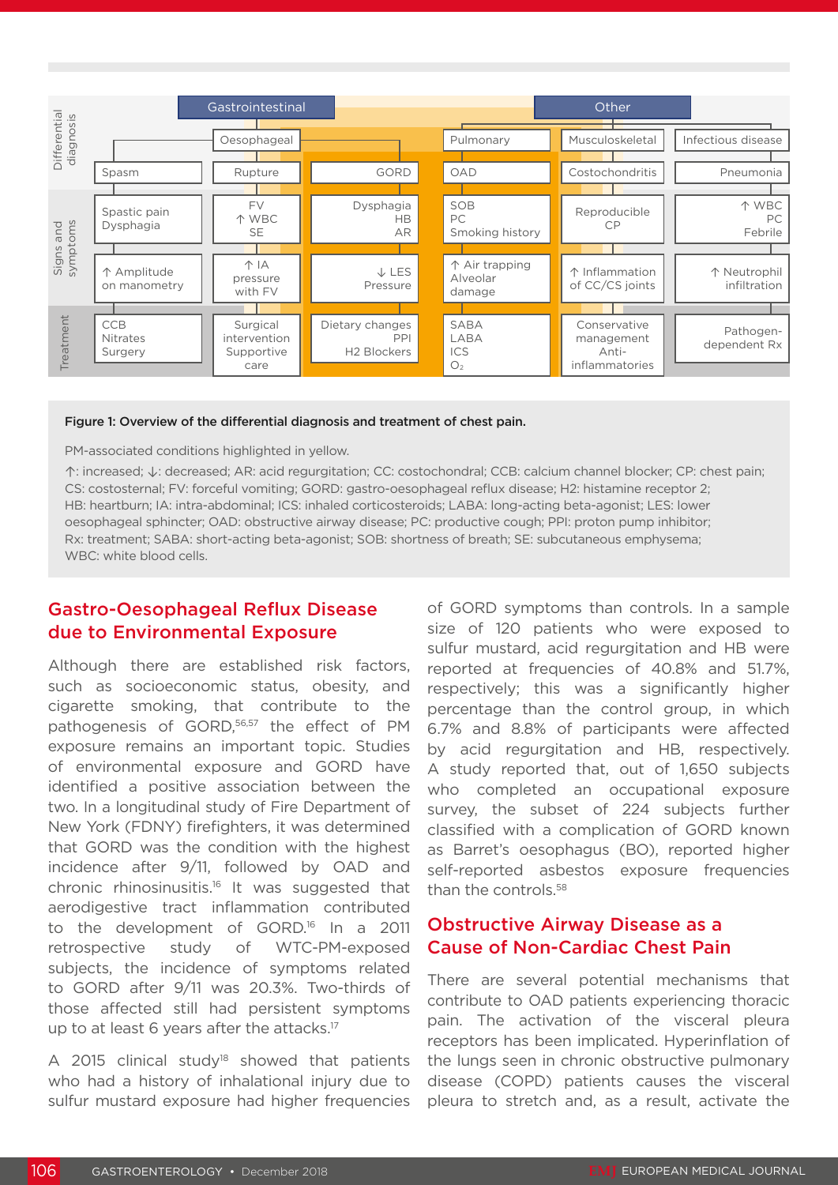| | Gastrointestinal | | | Other | | |
|---|---|---|---|---|---|---|
| | Oesophageal | | | Pulmonary | Musculoskeletal | Infectious disease |
| **Differential diagnosis** | Spasm | Rupture | GORD | OAD | Costochondritis | Pneumonia |
| **Signs and symptoms** | Spastic pain<br>Dysphagia | FV<br>↑ WBC<br>SE | Dysphagia<br>HB<br>AR | SOB<br>PC<br>Smoking history | Reproducible<br>CP | ↑ WBC<br>PC<br>Febrile |
| | ↑ Amplitude on manometry | ↑ IA pressure with FV | ↓ LES Pressure | ↑ Air trapping<br>Alveolar damage | ↑ Inflammation of CC/CS joints | ↑ Neutrophil infiltration |
| **Treatment** | CCB<br>Nitrates<br>Surgery | Surgical intervention<br>Supportive care | Dietary changes<br>PPI<br>H2 Blockers | SABA<br>LABA<br>ICS<br>$O_2$ | Conservative management<br>Anti-inflammatories | Pathogen-dependent Rx |

**Figure 1: Overview of the differential diagnosis and treatment of chest pain.**

PM-associated conditions highlighted in yellow.

↑: increased; ↓: decreased; AR: acid regurgitation; CC: costochondral; CCB: calcium channel blocker; CP: chest pain; CS: costosternal; FV: forceful vomiting; GORD: gastro-oesophageal reflux disease; H2: histamine receptor 2; HB: heartburn; IA: intra-abdominal; ICS: inhaled corticosteroids; LABA: long-acting beta-agonist; LES: lower oesophageal sphincter; OAD: obstructive airway disease; PC: productive cough; PPI: proton pump inhibitor; Rx: treatment; SABA: short-acting beta-agonist; SOB: shortness of breath; SE: subcutaneous emphysema; WBC: white blood cells.

## Gastro-Oesophageal Reflux Disease due to Environmental Exposure

Although there are established risk factors, such as socioeconomic status, obesity, and cigarette smoking, that contribute to the pathogenesis of GORD,[56,57] the effect of PM exposure remains an important topic. Studies of environmental exposure and GORD have identified a positive association between the two. In a longitudinal study of Fire Department of New York (FDNY) firefighters, it was determined that GORD was the condition with the highest incidence after 9/11, followed by OAD and chronic rhinosinusitis.[16] It was suggested that aerodigestive tract inflammation contributed to the development of GORD.[16] In a 2011 retrospective study of WTC-PM-exposed subjects, the incidence of symptoms related to GORD after 9/11 was 20.3%. Two-thirds of those affected still had persistent symptoms up to at least 6 years after the attacks.[17]

A 2015 clinical study[18] showed that patients who had a history of inhalational injury due to sulfur mustard exposure had higher frequencies of GORD symptoms than controls. In a sample size of 120 patients who were exposed to sulfur mustard, acid regurgitation and HB were reported at frequencies of 40.8% and 51.7%, respectively; this was a significantly higher percentage than the control group, in which 6.7% and 8.8% of participants were affected by acid regurgitation and HB, respectively. A study reported that, out of 1,650 subjects who completed an occupational exposure survey, the subset of 224 subjects further classified with a complication of GORD known as Barret's oesophagus (BO), reported higher self-reported asbestos exposure frequencies than the controls.[58]

## Obstructive Airway Disease as a Cause of Non-Cardiac Chest Pain

There are several potential mechanisms that contribute to OAD patients experiencing thoracic pain. The activation of the visceral pleura receptors has been implicated. Hyperinflation of the lungs seen in chronic obstructive pulmonary disease (COPD) patients causes the visceral pleura to stretch and, as a result, activate the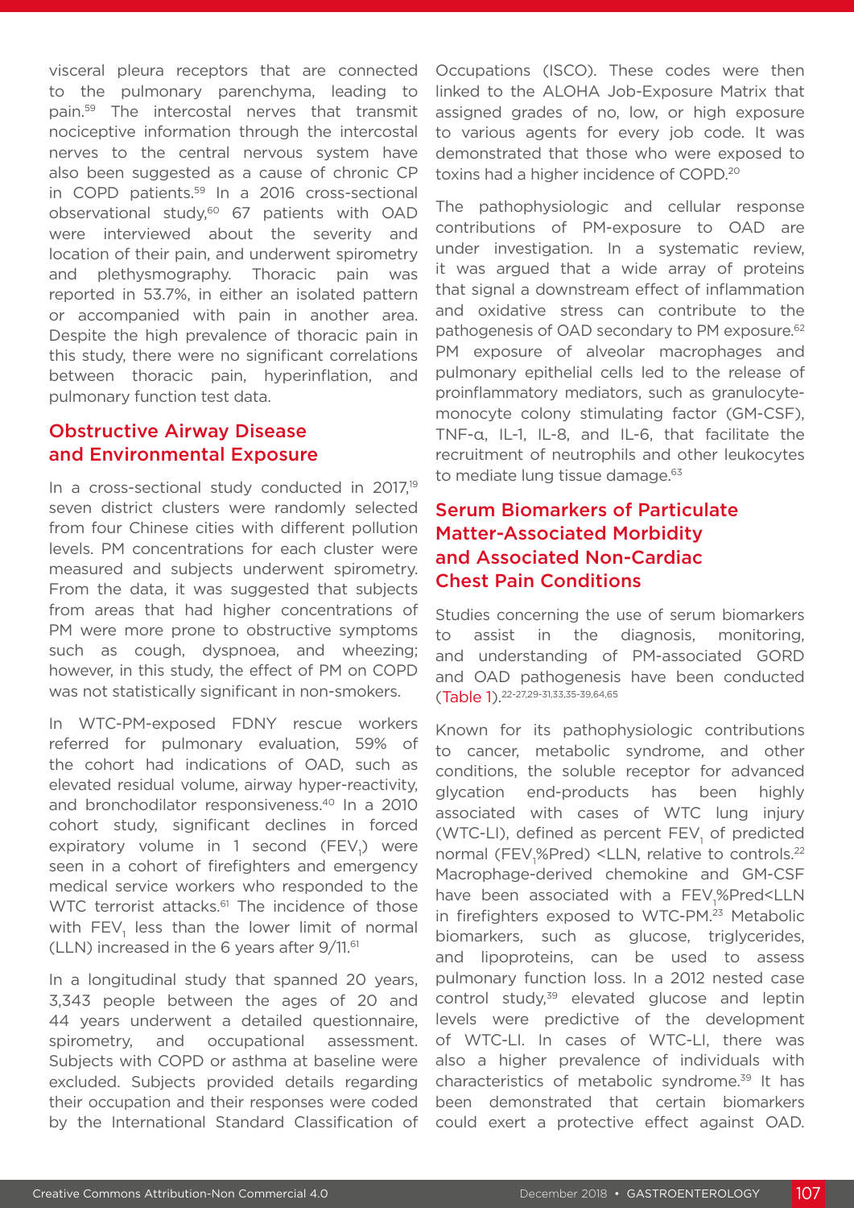visceral pleura receptors that are connected to the pulmonary parenchyma, leading to pain.[59] The intercostal nerves that transmit nociceptive information through the intercostal nerves to the central nervous system have also been suggested as a cause of chronic CP in COPD patients.[59] In a 2016 cross-sectional observational study,[60] 67 patients with OAD were interviewed about the severity and location of their pain, and underwent spirometry and plethysmography. Thoracic pain was reported in 53.7%, in either an isolated pattern or accompanied with pain in another area. Despite the high prevalence of thoracic pain in this study, there were no significant correlations between thoracic pain, hyperinflation, and pulmonary function test data.

## Obstructive Airway Disease and Environmental Exposure

In a cross-sectional study conducted in 2017,[19] seven district clusters were randomly selected from four Chinese cities with different pollution levels. PM concentrations for each cluster were measured and subjects underwent spirometry. From the data, it was suggested that subjects from areas that had higher concentrations of PM were more prone to obstructive symptoms such as cough, dyspnoea, and wheezing; however, in this study, the effect of PM on COPD was not statistically significant in non-smokers.

In WTC-PM-exposed FDNY rescue workers referred for pulmonary evaluation, 59% of the cohort had indications of OAD, such as elevated residual volume, airway hyper-reactivity, and bronchodilator responsiveness.[40] In a 2010 cohort study, significant declines in forced expiratory volume in 1 second ($FEV_1$) were seen in a cohort of firefighters and emergency medical service workers who responded to the WTC terrorist attacks.[61] The incidence of those with $FEV_1$ less than the lower limit of normal (LLN) increased in the 6 years after 9/11.[61]

In a longitudinal study that spanned 20 years, 3,343 people between the ages of 20 and 44 years underwent a detailed questionnaire, spirometry, and occupational assessment. Subjects with COPD or asthma at baseline were excluded. Subjects provided details regarding their occupation and their responses were coded by the International Standard Classification of Occupations (ISCO). These codes were then linked to the ALOHA Job-Exposure Matrix that assigned grades of no, low, or high exposure to various agents for every job code. It was demonstrated that those who were exposed to toxins had a higher incidence of COPD.[20]

The pathophysiologic and cellular response contributions of PM-exposure to OAD are under investigation. In a systematic review, it was argued that a wide array of proteins that signal a downstream effect of inflammation and oxidative stress can contribute to the pathogenesis of OAD secondary to PM exposure.[62] PM exposure of alveolar macrophages and pulmonary epithelial cells led to the release of proinflammatory mediators, such as granulocyte-monocyte colony stimulating factor (GM-CSF), TNF-α, IL-1, IL-8, and IL-6, that facilitate the recruitment of neutrophils and other leukocytes to mediate lung tissue damage.[63]

## Serum Biomarkers of Particulate Matter-Associated Morbidity and Associated Non-Cardiac Chest Pain Conditions

Studies concerning the use of serum biomarkers to assist in the diagnosis, monitoring, and understanding of PM-associated GORD and OAD pathogenesis have been conducted (Table 1).[22-27,29-31,33,35-39,64,65]

Known for its pathophysiologic contributions to cancer, metabolic syndrome, and other conditions, the soluble receptor for advanced glycation end-products has been highly associated with cases of WTC lung injury (WTC-LI), defined as percent $FEV_1$ of predicted normal ($FEV_1$%Pred) <LLN, relative to controls.[22] Macrophage-derived chemokine and GM-CSF have been associated with a $FEV_1$%Pred<LLN in firefighters exposed to WTC-PM.[23] Metabolic biomarkers, such as glucose, triglycerides, and lipoproteins, can be used to assess pulmonary function loss. In a 2012 nested case control study,[39] elevated glucose and leptin levels were predictive of the development of WTC-LI. In cases of WTC-LI, there was also a higher prevalence of individuals with characteristics of metabolic syndrome.[39] It has been demonstrated that certain biomarkers could exert a protective effect against OAD.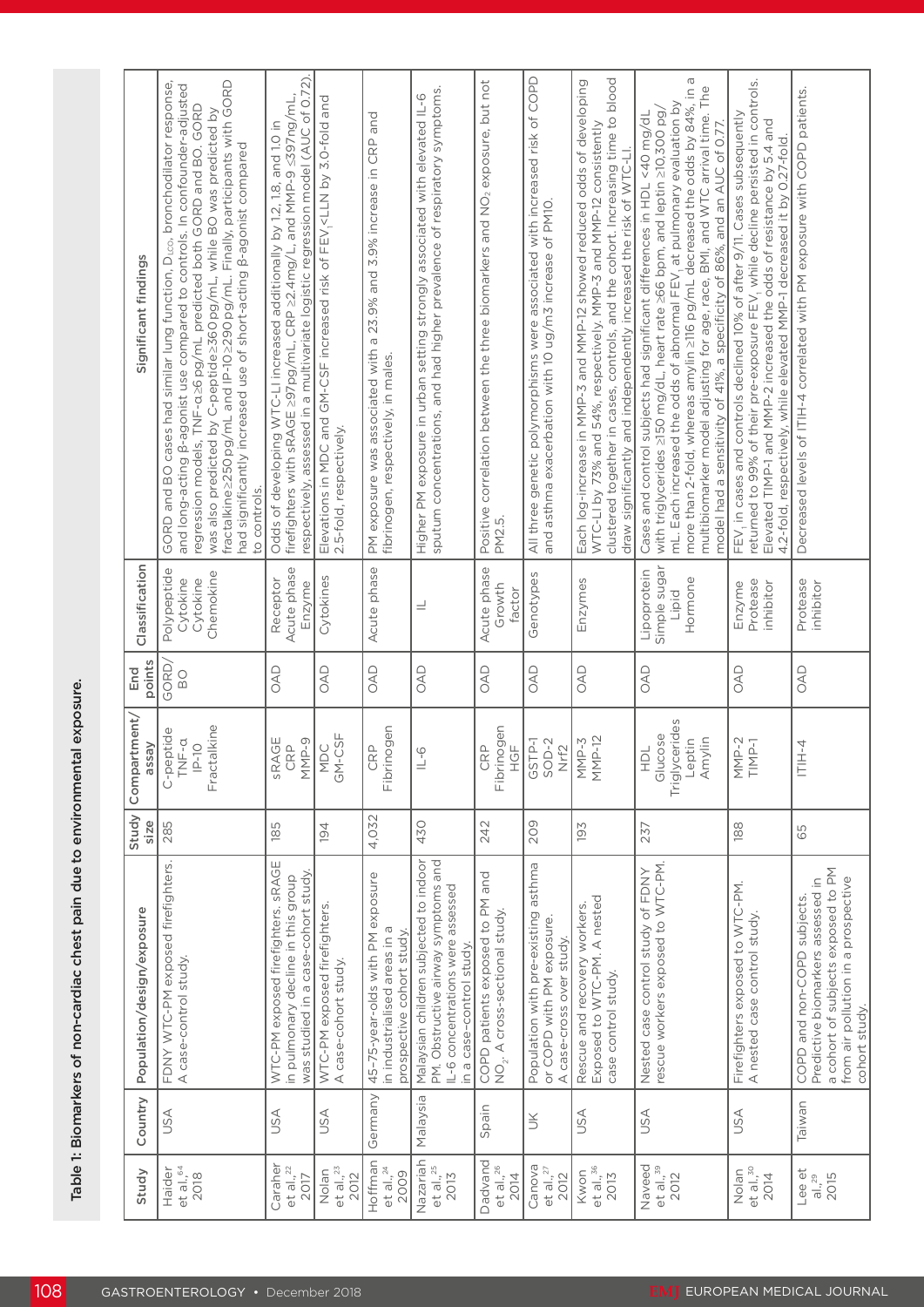Table 1: Biomarkers of non-cardiac chest pain due to environmental exposure.

| Study | Country | Population/design/exposure | Study size | Compartment/assay | End points | Classification | Significant findings |
|---|---|---|---|---|---|---|---|
| Haider et al.,[64] 2018 | USA | FDNY WTC-PM exposed firefighters. A case-control study. | 285 | C-peptide TNF-α IP-10 Fractalkine | GORD/BO | Polypeptide Cytokine Cytokine Chemokine | GORD and BO cases had similar lung function, $D_{LCO}$, bronchodilator response, and long-acting β-agonist use compared to controls. In confounder-adjusted regression models, TNF-α≥6 pg/mL predicted both GORD and BO. GORD was also predicted by C-peptide≥360 pg/mL, while BO was predicted by fractalkine≥250 pg/mL and IP-10≥290 pg/mL. Finally, participants with GORD had significantly increased use of short-acting β-agonist compared to controls. |
| Caraher et al.,[22] 2017 | USA | WTC-PM exposed firefighters. sRAGE in pulmonary decline in this group was studied in a case-cohort study. | 185 | sRAGE CRP MMP-9 | OAD | Receptor Acute phase Enzyme | Odds of developing WTC-LI increased additionally by 1.2, 1.8, and 1.0 in firefighters with sRAGE ≥97 pg/mL, CRP ≥2.4 mg/L, and MMP-9 ≤397 ng/mL, respectively, assessed in a multivariate logistic regression model (AUC of 0.72). |
| Nolan et al.,[23] 2012 | USA | WTC-PM exposed firefighters. A case-cohort study. | 194 | MDC GM-CSF | OAD | Cytokines | Elevations in MDC and GM-CSF increased risk of $FEV_1$<LLN by 3.0-fold and 2.5-fold, respectively. |
| Hoffman et al.,[24] 2009 | Germany | 45–75-year-olds with PM exposure in industrialised areas in a prospective cohort study. | 4,032 | CRP Fibrinogen | OAD | Acute phase | PM exposure was associated with a 23.9% and 3.9% increase in CRP and fibrinogen, respectively, in males. |
| Nazariah et al.,[25] 2013 | Malaysia | Malaysian children subjected to indoor PM. Obstructive airway symptoms and IL-6 concentrations were assessed in a case-control study. | 430 | IL-6 | OAD | IL | Higher PM exposure in urban setting strongly associated with elevated IL-6 sputum concentrations, and had higher prevalence of respiratory symptoms. |
| Dadvand et al.,[26] 2014 | Spain | COPD patients exposed to PM and $NO_2$. A cross-sectional study. | 242 | CRP Fibrinogen HGF | OAD | Acute phase Growth factor | Positive correlation between the three biomarkers and $NO_2$ exposure, but not PM2.5. |
| Canova et al.,[27] 2012 | UK | Population with pre-existing asthma or COPD with PM exposure. A case-cross over study. | 209 | GSTP-1 SOD-2 Nrf2 | OAD | Genotypes | All three genetic polymorphisms were associated with increased risk of COPD and asthma exacerbation with 10 ug/m3 increase of PM10. |
| Kwon et al.,[36] 2013 | USA | Rescue and recovery workers. Exposed to WTC-PM. A nested case control study. | 193 | MMP-3 MMP-12 | OAD | Enzymes | Each log-increase in MMP-3 and MMP-12 showed reduced odds of developing WTC-LI by 73% and 54%, respectively. MMP-3 and MMP-12 consistently clustered together in cases, controls, and the cohort. Increasing time to blood draw significantly and independently increased the risk of WTC-LI. |
| Naveed et al.,[39] 2012 | USA | Nested case control study of FDNY rescue workers exposed to WTC-PM. | 237 | HDL Glucose Triglycerides Leptin Amylin | OAD | Lipoprotein Simple sugar Lipid Hormone | Cases and control subjects had significant differences in HDL <40 mg/dL with triglycerides ≥150 mg/dL, heart rate ≥66 bpm, and leptin ≥10,300 pg/mL. Each increased the odds of abnormal FEV, at pulmonary evaluation by more than 2-fold, whereas amylin ≥116 pg/mL decreased the odds by 84%, in a multibiomarker model adjusting for age, race, BMI, and WTC arrival time. The model had a sensitivity of 41%, a specificity of 86%, and an AUC of 0.77. |
| Nolan et al.,[30] 2014 | USA | Firefighters exposed to WTC-PM. A nested case control study. | 188 | MMP-2 TIMP-1 | OAD | Enzyme Protease inhibitor | $FEV_1$ in cases and controls declined 10% of after 9/11. Cases subsequently returned to 99% of their pre-exposure FEV, while decline persisted in controls. Elevated TIMP-1 and MMP-2 increased the odds of resistance by 5.4 and 4.2-fold, respectively, while elevated MMP-1 decreased it by 0.27-fold. |
| Lee et al.,[29] 2015 | Taiwan | COPD and non-COPD subjects. Predictive biomarkers assessed in a cohort of subjects exposed to PM from air pollution in a prospective cohort study. | 65 | ITIH-4 | OAD | Protease inhibitor | Decreased levels of ITIH-4 correlated with PM exposure with COPD patients. |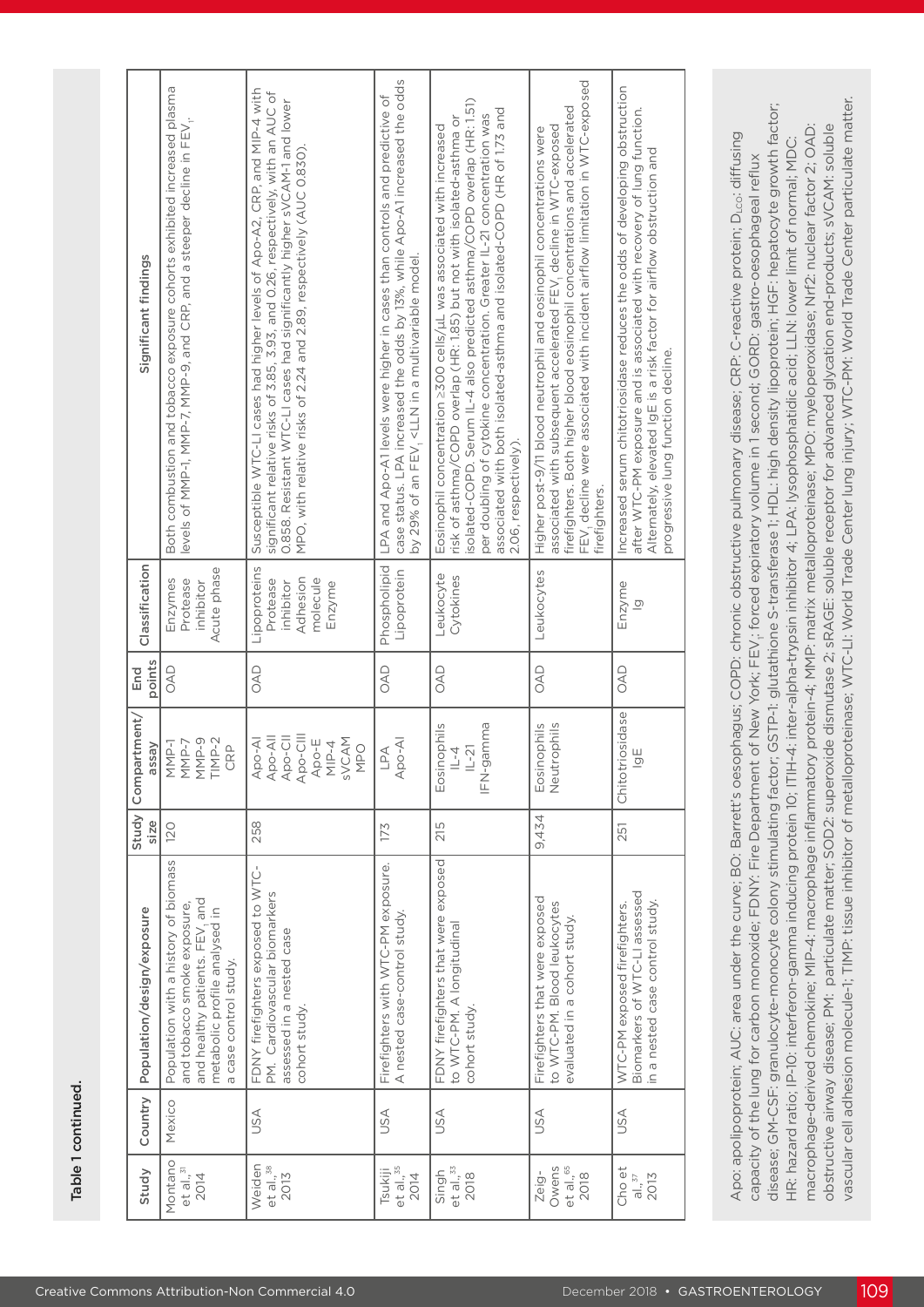**Table 1 continued.**

| Study | Country | Population/design/exposure | Study size | Compartment/ assay | End points | Classification | Significant findings |
|---|---|---|---|---|---|---|---|
| Montano et al.,[31] 2014 | Mexico | Population with a history of biomass and tobacco smoke exposure, and healthy patients. $FEV_1$ and metabolic profile analysed in a case control study. | 120 | MMP-1<br>MMP-7<br>MMP-9<br>TIMP-2<br>CRP | OAD | Enzymes<br>Protease inhibitor<br>Acute phase | Both combustion and tobacco exposure cohorts exhibited increased plasma levels of MMP-1, MMP-7, MMP-9, and CRP, and a steeper decline in $FEV_1$. |
| Weiden et al.,[38] 2013 | USA | FDNY firefighters exposed to WTC-PM. Cardiovascular biomarkers assessed in a nested case cohort study. | 258 | Apo-AI<br>Apo-AII<br>Apo-CII<br>Apo-CIII<br>Apo-E<br>MIP-4<br>sVCAM<br>MPO | OAD | Lipoproteins<br>Protease inhibitor<br>Adhesion molecule<br>Enzyme | Susceptible WTC-LI cases had higher levels of Apo-A2, CRP, and MIP-4 with significant relative risks of 3.85, 3.93, and 0.26, respectively, with an AUC of 0.858. Resistant WTC-LI cases had significantly higher sVCAM-1 and lower MPO, with relative risks of 2.24 and 2.89, respectively (AUC 0.830). |
| Tsukiji et al.,[35] 2014 | USA | Firefighters with WTC-PM exposure. A nested case-control study. | 173 | LPA<br>Apo-AI | OAD | Phospholipid<br>Lipoprotein | LPA and Apo-A1 levels were higher in cases than controls and predictive of case status. LPA increased the odds by 13%, while Apo-A1 increased the odds by 29% of an $FEV_1$ <LLN in a multivariable model. |
| Singh et al.,[33] 2018 | USA | FDNY firefighters that were exposed to WTC-PM. A longitudinal cohort study. | 215 | Eosinophils<br>IL-4<br>IL-21<br>IFN-gamma | OAD | Leukocyte<br>Cytokines | Eosinophil concentration ≥300 cells/µL was associated with increased risk of asthma/COPD overlap (HR: 1.85) but not with isolated-asthma or isolated-COPD. Serum IL-4 also predicted asthma/COPD overlap (HR: 1.51) per doubling of cytokine concentration. Greater IL-21 concentration was associated with both isolated-asthma and isolated-COPD (HR of 1.73 and 2.06, respectively). |
| Zeig-Owens et al.,[65] 2018 | USA | Firefighters that were exposed to WTC-PM. Blood leukocytes evaluated in a cohort study. | 9,434 | Eosinophils<br>Neutrophils | OAD | Leukocytes | Higher post-9/11 blood neutrophil and eosinophil concentrations were associated with subsequent accelerated $FEV_1$ decline in WTC-exposed firefighters. Both higher blood eosinophil concentrations and accelerated $FEV_1$ decline were associated with incident airflow limitation in WTC-exposed firefighters. |
| Cho et al.,[37] 2013 | USA | WTC-PM exposed firefighters. Biomarkers of WTC-LI assessed in a nested case control study. | 251 | Chitotriosidase<br>IgE | OAD | Enzyme<br>Ig | Increased serum chitotriosidase reduces the odds of developing obstruction after WTC-PM exposure and is associated with recovery of lung function. Alternately, elevated IgE is a risk factor for airflow obstruction and progressive lung function decline. |

Apo: apolipoprotein; AUC: area under the curve; BO: Barrett's oesophagus; COPD: chronic obstructive pulmonary disease; CRP: C-reactive protein; $D_{LCO}$: diffusing capacity of the lung for carbon monoxide; FDNY: Fire Department of New York; $FEV_1$: forced expiratory volume in 1 second; GORD: gastro-oesophageal reflux disease; GM-CSF: granulocyte-monocyte colony stimulating factor; GSTP-1: glutathione S-transferase 1; HDL: high density lipoprotein; HGF: hepatocyte growth factor; HR: hazard ratio; IP-10: interferon-gamma inducing protein 10; ITIH-4: inter-alpha-trypsin inhibitor 4; LPA: lysophosphatidic acid; LLN: lower limit of normal; MDC: macrophage-derived chemokine; MIP-4: macrophage inflammatory protein-4; MMP: matrix metalloproteinase; MPO: myeloperoxidase; Nrf2: nuclear factor 2; OAD: obstructive airway disease; PM: particulate matter; SOD2: superoxide dismutase 2; sRAGE: soluble receptor for advanced glycation end-products; sVCAM: soluble vascular cell adhesion molecule-1; TIMP: tissue inhibitor of metalloproteinase; WTC-LI: World Trade Center lung injury; WTC-PM: World Trade Center particulate matter.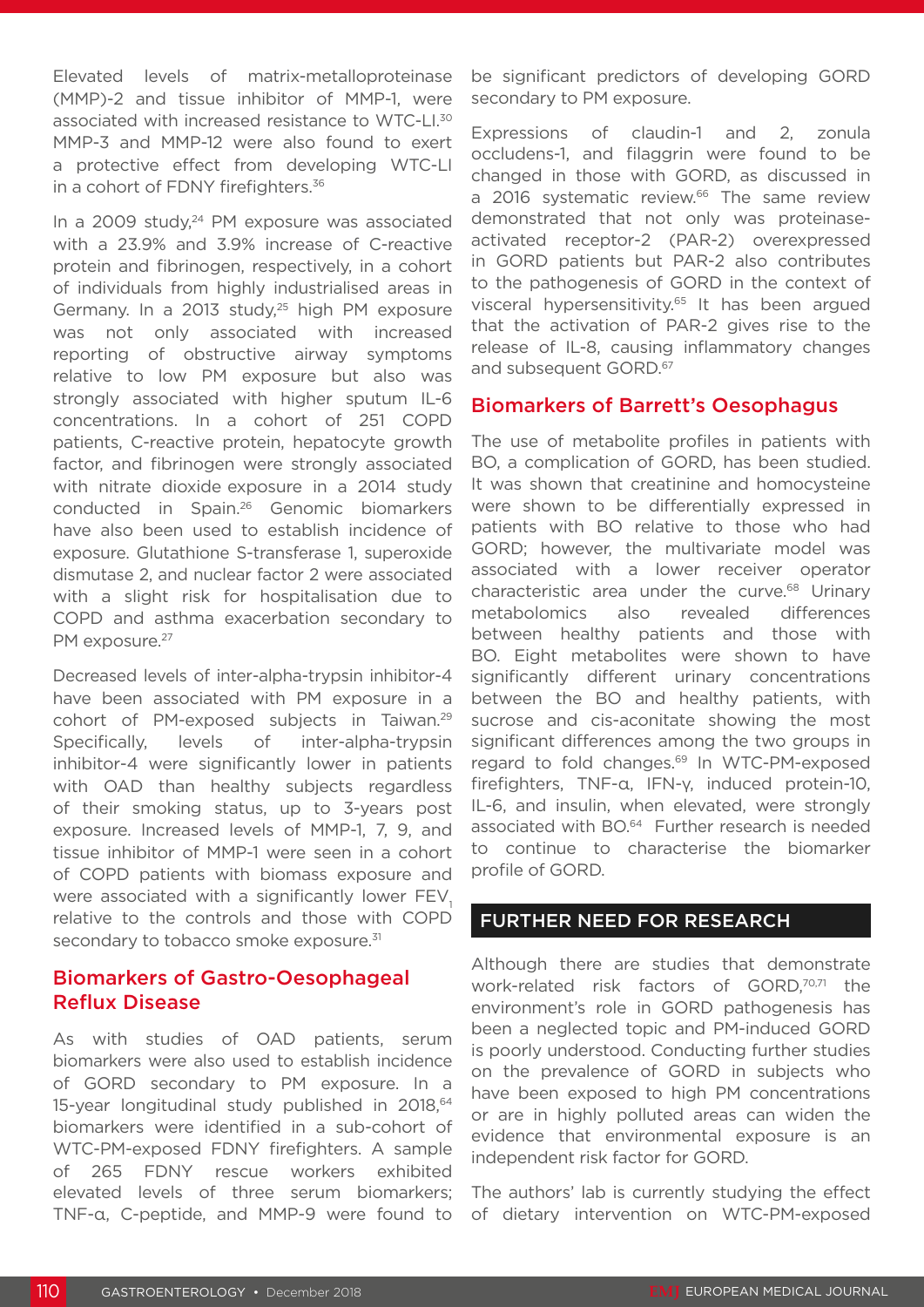Elevated levels of matrix-metalloproteinase (MMP)-2 and tissue inhibitor of MMP-1, were associated with increased resistance to WTC-LI.[30] MMP-3 and MMP-12 were also found to exert a protective effect from developing WTC-LI in a cohort of FDNY firefighters.[36]

In a 2009 study,[24] PM exposure was associated with a 23.9% and 3.9% increase of C-reactive protein and fibrinogen, respectively, in a cohort of individuals from highly industrialised areas in Germany. In a 2013 study,[25] high PM exposure was not only associated with increased reporting of obstructive airway symptoms relative to low PM exposure but also was strongly associated with higher sputum IL-6 concentrations. In a cohort of 251 COPD patients, C-reactive protein, hepatocyte growth factor, and fibrinogen were strongly associated with nitrate dioxide exposure in a 2014 study conducted in Spain.[26] Genomic biomarkers have also been used to establish incidence of exposure. Glutathione S-transferase 1, superoxide dismutase 2, and nuclear factor 2 were associated with a slight risk for hospitalisation due to COPD and asthma exacerbation secondary to PM exposure.[27]

Decreased levels of inter-alpha-trypsin inhibitor-4 have been associated with PM exposure in a cohort of PM-exposed subjects in Taiwan.[29] Specifically, levels of inter-alpha-trypsin inhibitor-4 were significantly lower in patients with OAD than healthy subjects regardless of their smoking status, up to 3-years post exposure. Increased levels of MMP-1, 7, 9, and tissue inhibitor of MMP-1 were seen in a cohort of COPD patients with biomass exposure and were associated with a significantly lower $FEV_1$ relative to the controls and those with COPD secondary to tobacco smoke exposure.[31]

## Biomarkers of Gastro-Oesophageal Reflux Disease

As with studies of OAD patients, serum biomarkers were also used to establish incidence of GORD secondary to PM exposure. In a 15-year longitudinal study published in 2018,[64] biomarkers were identified in a sub-cohort of WTC-PM-exposed FDNY firefighters. A sample of 265 FDNY rescue workers exhibited elevated levels of three serum biomarkers; TNF-α, C-peptide, and MMP-9 were found to be significant predictors of developing GORD secondary to PM exposure.

Expressions of claudin-1 and 2, zonula occludens-1, and filaggrin were found to be changed in those with GORD, as discussed in a 2016 systematic review.[66] The same review demonstrated that not only was proteinase-activated receptor-2 (PAR-2) overexpressed in GORD patients but PAR-2 also contributes to the pathogenesis of GORD in the context of visceral hypersensitivity.[65] It has been argued that the activation of PAR-2 gives rise to the release of IL-8, causing inflammatory changes and subsequent GORD.[67]

## Biomarkers of Barrett's Oesophagus

The use of metabolite profiles in patients with BO, a complication of GORD, has been studied. It was shown that creatinine and homocysteine were shown to be differentially expressed in patients with BO relative to those who had GORD; however, the multivariate model was associated with a lower receiver operator characteristic area under the curve.[68] Urinary metabolomics also revealed differences between healthy patients and those with BO. Eight metabolites were shown to have significantly different urinary concentrations between the BO and healthy patients, with sucrose and cis-aconitate showing the most significant differences among the two groups in regard to fold changes.[69] In WTC-PM-exposed firefighters, TNF-α, IFN-γ, induced protein-10, IL-6, and insulin, when elevated, were strongly associated with BO.[64] Further research is needed to continue to characterise the biomarker profile of GORD.

## FURTHER NEED FOR RESEARCH

Although there are studies that demonstrate work-related risk factors of GORD,[70,71] the environment's role in GORD pathogenesis has been a neglected topic and PM-induced GORD is poorly understood. Conducting further studies on the prevalence of GORD in subjects who have been exposed to high PM concentrations or are in highly polluted areas can widen the evidence that environmental exposure is an independent risk factor for GORD.

The authors' lab is currently studying the effect of dietary intervention on WTC-PM-exposed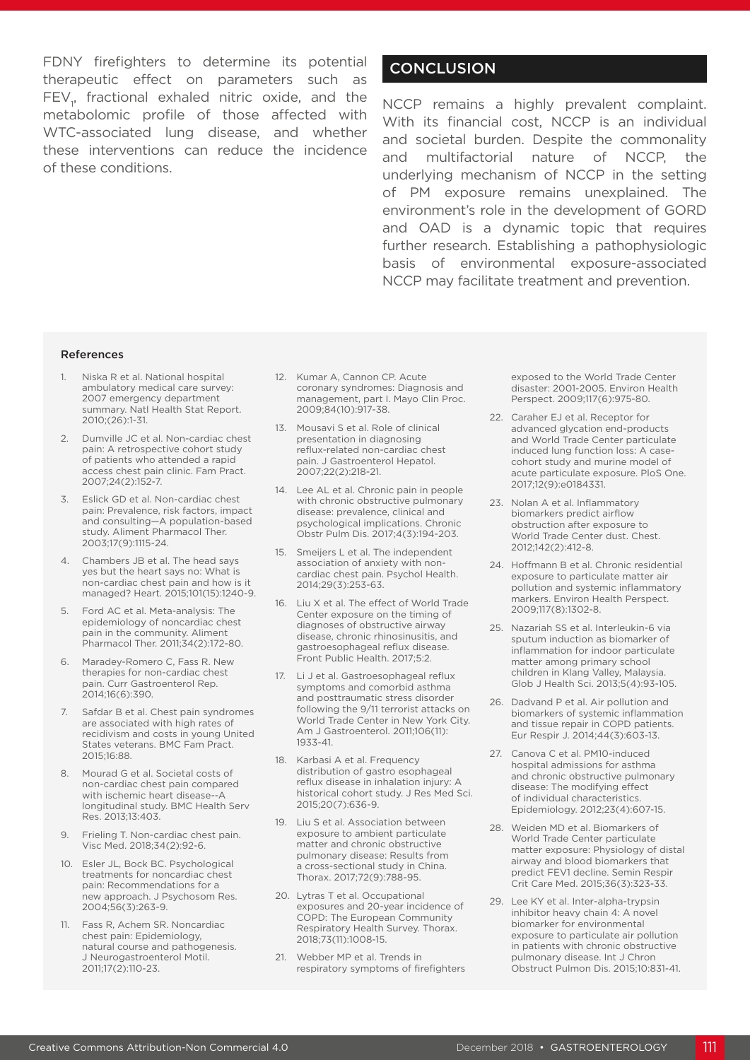FDNY firefighters to determine its potential therapeutic effect on parameters such as $FEV_1$, fractional exhaled nitric oxide, and the metabolomic profile of those affected with WTC-associated lung disease, and whether these interventions can reduce the incidence of these conditions.

## CONCLUSION

NCCP remains a highly prevalent complaint. With its financial cost, NCCP is an individual and societal burden. Despite the commonality and multifactorial nature of NCCP, the underlying mechanism of NCCP in the setting of PM exposure remains unexplained. The environment's role in the development of GORD and OAD is a dynamic topic that requires further research. Establishing a pathophysiologic basis of environmental exposure-associated NCCP may facilitate treatment and prevention.

### References

1. Niska R et al. National hospital ambulatory medical care survey: 2007 emergency department summary. Natl Health Stat Report. 2010;(26):1-31.
2. Dumville JC et al. Non-cardiac chest pain: A retrospective cohort study of patients who attended a rapid access chest pain clinic. Fam Pract. 2007;24(2):152-7.
3. Eslick GD et al. Non-cardiac chest pain: Prevalence, risk factors, impact and consulting—A population-based study. Aliment Pharmacol Ther. 2003;17(9):1115-24.
4. Chambers JB et al. The head says yes but the heart says no: What is non-cardiac chest pain and how is it managed? Heart. 2015;101(15):1240-9.
5. Ford AC et al. Meta-analysis: The epidemiology of noncardiac chest pain in the community. Aliment Pharmacol Ther. 2011;34(2):172-80.
6. Maradey-Romero C, Fass R. New therapies for non-cardiac chest pain. Curr Gastroenterol Rep. 2014;16(6):390.
7. Safdar B et al. Chest pain syndromes are associated with high rates of recidivism and costs in young United States veterans. BMC Fam Pract. 2015;16:88.
8. Mourad G et al. Societal costs of non-cardiac chest pain compared with ischemic heart disease--A longitudinal study. BMC Health Serv Res. 2013;13:403.
9. Frieling T. Non-cardiac chest pain. Visc Med. 2018;34(2):92-6.
10. Esler JL, Bock BC. Psychological treatments for noncardiac chest pain: Recommendations for a new approach. J Psychosom Res. 2004;56(3):263-9.
11. Fass R, Achem SR. Noncardiac chest pain: Epidemiology, natural course and pathogenesis. J Neurogastroenterol Motil. 2011;17(2):110-23.
12. Kumar A, Cannon CP. Acute coronary syndromes: Diagnosis and management, part I. Mayo Clin Proc. 2009;84(10):917-38.
13. Mousavi S et al. Role of clinical presentation in diagnosing reflux-related non-cardiac chest pain. J Gastroenterol Hepatol. 2007;22(2):218-21.
14. Lee AL et al. Chronic pain in people with chronic obstructive pulmonary disease: prevalence, clinical and psychological implications. Chronic Obstr Pulm Dis. 2017;4(3):194-203.
15. Smeijers L et al. The independent association of anxiety with non-cardiac chest pain. Psychol Health. 2014;29(3):253-63.
16. Liu X et al. The effect of World Trade Center exposure on the timing of diagnoses of obstructive airway disease, chronic rhinosinusitis, and gastroesophageal reflux disease. Front Public Health. 2017;5:2.
17. Li J et al. Gastroesophageal reflux symptoms and comorbid asthma and posttraumatic stress disorder following the 9/11 terrorist attacks on World Trade Center in New York City. Am J Gastroenterol. 2011;106(11):1933-41.
18. Karbasi A et al. Frequency distribution of gastro esophageal reflux disease in inhalation injury: A historical cohort study. J Res Med Sci. 2015;20(7):636-9.
19. Liu S et al. Association between exposure to ambient particulate matter and chronic obstructive pulmonary disease: Results from a cross-sectional study in China. Thorax. 2017;72(9):788-95.
20. Lytras T et al. Occupational exposures and 20-year incidence of COPD: The European Community Respiratory Health Survey. Thorax. 2018;73(11):1008-15.
21. Webber MP et al. Trends in respiratory symptoms of firefighters exposed to the World Trade Center disaster: 2001-2005. Environ Health Perspect. 2009;117(6):975-80.
22. Caraher EJ et al. Receptor for advanced glycation end-products and World Trade Center particulate induced lung function loss: A case-cohort study and murine model of acute particulate exposure. PloS One. 2017;12(9):e0184331.
23. Nolan A et al. Inflammatory biomarkers predict airflow obstruction after exposure to World Trade Center dust. Chest. 2012;142(2):412-8.
24. Hoffmann B et al. Chronic residential exposure to particulate matter air pollution and systemic inflammatory markers. Environ Health Perspect. 2009;117(8):1302-8.
25. Nazariah SS et al. Interleukin-6 via sputum induction as biomarker of inflammation for indoor particulate matter among primary school children in Klang Valley, Malaysia. Glob J Health Sci. 2013;5(4):93-105.
26. Dadvand P et al. Air pollution and biomarkers of systemic inflammation and tissue repair in COPD patients. Eur Respir J. 2014;44(3):603-13.
27. Canova C et al. PM10-induced hospital admissions for asthma and chronic obstructive pulmonary disease: The modifying effect of individual characteristics. Epidemiology. 2012;23(4):607-15.
28. Weiden MD et al. Biomarkers of World Trade Center particulate matter exposure: Physiology of distal airway and blood biomarkers that predict FEV1 decline. Semin Respir Crit Care Med. 2015;36(3):323-33.
29. Lee KY et al. Inter-alpha-trypsin inhibitor heavy chain 4: A novel biomarker for environmental exposure to particulate air pollution in patients with chronic obstructive pulmonary disease. Int J Chron Obstruct Pulmon Dis. 2015;10:831-41.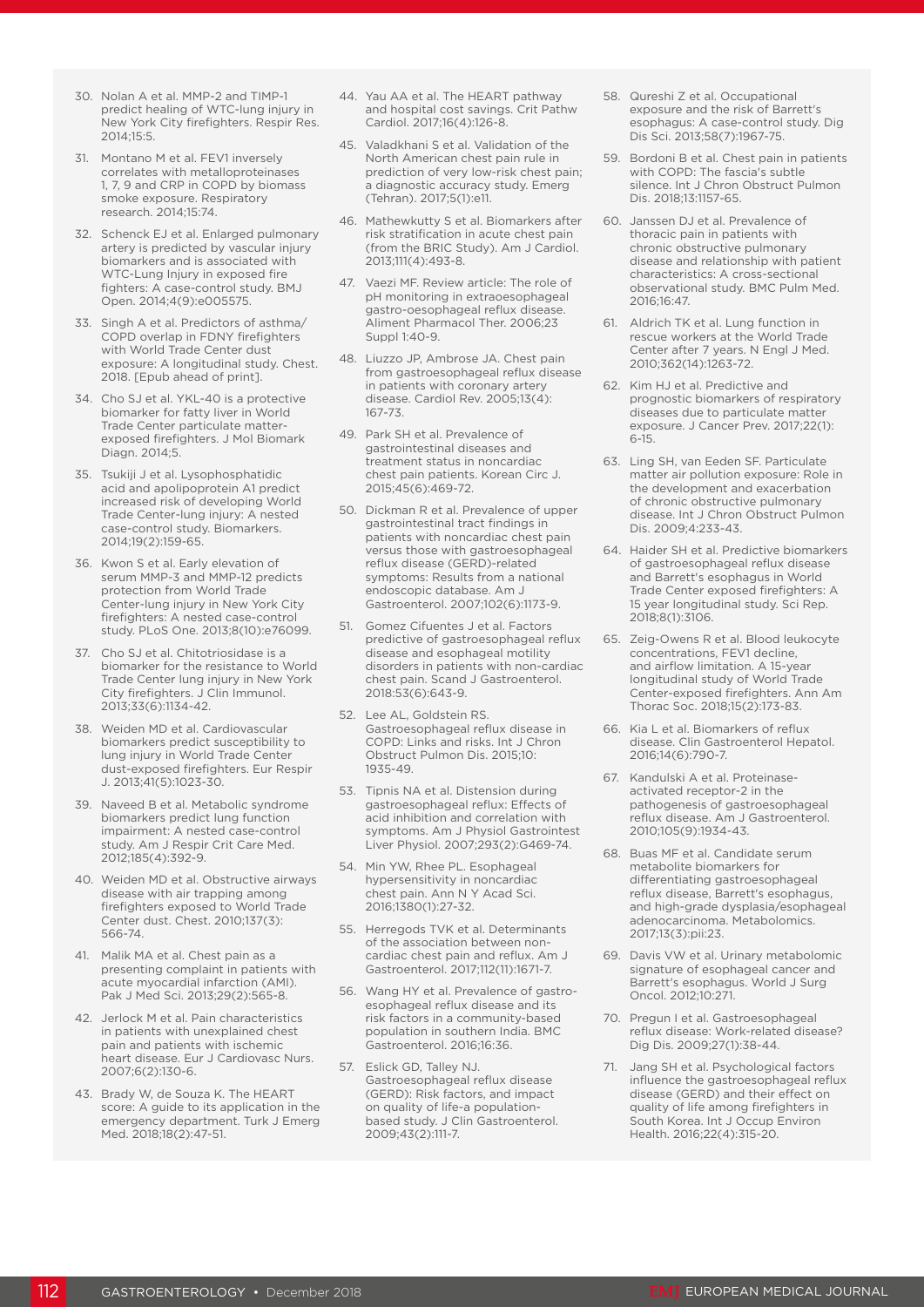30. Nolan A et al. MMP-2 and TIMP-1 predict healing of WTC-lung injury in New York City firefighters. Respir Res. 2014;15:5.
31. Montano M et al. FEV1 inversely correlates with metalloproteinases 1, 7, 9 and CRP in COPD by biomass smoke exposure. Respiratory research. 2014;15:74.
32. Schenck EJ et al. Enlarged pulmonary artery is predicted by vascular injury biomarkers and is associated with WTC-Lung Injury in exposed fire fighters: A case-control study. BMJ Open. 2014;4(9):e005575.
33. Singh A et al. Predictors of asthma/COPD overlap in FDNY firefighters with World Trade Center dust exposure: A longitudinal study. Chest. 2018. [Epub ahead of print].
34. Cho SJ et al. YKL-40 is a protective biomarker for fatty liver in World Trade Center particulate matter-exposed firefighters. J Mol Biomark Diagn. 2014;5.
35. Tsukiji J et al. Lysophosphatidic acid and apolipoprotein A1 predict increased risk of developing World Trade Center-lung injury: A nested case-control study. Biomarkers. 2014;19(2):159-65.
36. Kwon S et al. Early elevation of serum MMP-3 and MMP-12 predicts protection from World Trade Center-lung injury in New York City firefighters: A nested case-control study. PLoS One. 2013;8(10):e76099.
37. Cho SJ et al. Chitotriosidase is a biomarker for the resistance to World Trade Center lung injury in New York City firefighters. J Clin Immunol. 2013;33(6):1134-42.
38. Weiden MD et al. Cardiovascular biomarkers predict susceptibility to lung injury in World Trade Center dust-exposed firefighters. Eur Respir J. 2013;41(5):1023-30.
39. Naveed B et al. Metabolic syndrome biomarkers predict lung function impairment: A nested case-control study. Am J Respir Crit Care Med. 2012;185(4):392-9.
40. Weiden MD et al. Obstructive airways disease with air trapping among firefighters exposed to World Trade Center dust. Chest. 2010;137(3):566-74.
41. Malik MA et al. Chest pain as a presenting complaint in patients with acute myocardial infarction (AMI). Pak J Med Sci. 2013;29(2):565-8.
42. Jerlock M et al. Pain characteristics in patients with unexplained chest pain and patients with ischemic heart disease. Eur J Cardiovasc Nurs. 2007;6(2):130-6.
43. Brady W, de Souza K. The HEART score: A guide to its application in the emergency department. Turk J Emerg Med. 2018;18(2):47-51.
44. Yau AA et al. The HEART pathway and hospital cost savings. Crit Pathw Cardiol. 2017;16(4):126-8.
45. Valadkhani S et al. Validation of the North American chest pain rule in prediction of very low-risk chest pain; a diagnostic accuracy study. Emerg (Tehran). 2017;5(1):e11.
46. Mathewkutty S et al. Biomarkers after risk stratification in acute chest pain (from the BRIC Study). Am J Cardiol. 2013;111(4):493-8.
47. Vaezi MF. Review article: The role of pH monitoring in extraoesophageal gastro-oesophageal reflux disease. Aliment Pharmacol Ther. 2006;23 Suppl 1:40-9.
48. Liuzzo JP, Ambrose JA. Chest pain from gastroesophageal reflux disease in patients with coronary artery disease. Cardiol Rev. 2005;13(4):167-73.
49. Park SH et al. Prevalence of gastrointestinal diseases and treatment status in noncardiac chest pain patients. Korean Circ J. 2015;45(6):469-72.
50. Dickman R et al. Prevalence of upper gastrointestinal tract findings in patients with noncardiac chest pain versus those with gastroesophageal reflux disease (GERD)-related symptoms: Results from a national endoscopic database. Am J Gastroenterol. 2007;102(6):1173-9.
51. Gomez Cifuentes J et al. Factors predictive of gastroesophageal reflux disease and esophageal motility disorders in patients with non-cardiac chest pain. Scand J Gastroenterol. 2018:53(6):643-9.
52. Lee AL, Goldstein RS. Gastroesophageal reflux disease in COPD: Links and risks. Int J Chron Obstruct Pulmon Dis. 2015;10:1935-49.
53. Tipnis NA et al. Distension during gastroesophageal reflux: Effects of acid inhibition and correlation with symptoms. Am J Physiol Gastrointest Liver Physiol. 2007;293(2):G469-74.
54. Min YW, Rhee PL. Esophageal hypersensitivity in noncardiac chest pain. Ann N Y Acad Sci. 2016;1380(1):27-32.
55. Herregods TVK et al. Determinants of the association between non-cardiac chest pain and reflux. Am J Gastroenterol. 2017;112(11):1671-7.
56. Wang HY et al. Prevalence of gastro-esophageal reflux disease and its risk factors in a community-based population in southern India. BMC Gastroenterol. 2016;16:36.
57. Eslick GD, Talley NJ. Gastroesophageal reflux disease (GERD): Risk factors, and impact on quality of life-a population-based study. J Clin Gastroenterol. 2009;43(2):111-7.
58. Qureshi Z et al. Occupational exposure and the risk of Barrett's esophagus: A case-control study. Dig Dis Sci. 2013;58(7):1967-75.
59. Bordoni B et al. Chest pain in patients with COPD: The fascia's subtle silence. Int J Chron Obstruct Pulmon Dis. 2018;13:1157-65.
60. Janssen DJ et al. Prevalence of thoracic pain in patients with chronic obstructive pulmonary disease and relationship with patient characteristics: A cross-sectional observational study. BMC Pulm Med. 2016;16:47.
61. Aldrich TK et al. Lung function in rescue workers at the World Trade Center after 7 years. N Engl J Med. 2010;362(14):1263-72.
62. Kim HJ et al. Predictive and prognostic biomarkers of respiratory diseases due to particulate matter exposure. J Cancer Prev. 2017;22(1):6-15.
63. Ling SH, van Eeden SF. Particulate matter air pollution exposure: Role in the development and exacerbation of chronic obstructive pulmonary disease. Int J Chron Obstruct Pulmon Dis. 2009;4:233-43.
64. Haider SH et al. Predictive biomarkers of gastroesophageal reflux disease and Barrett's esophagus in World Trade Center exposed firefighters: A 15 year longitudinal study. Sci Rep. 2018;8(1):3106.
65. Zeig-Owens R et al. Blood leukocyte concentrations, FEV1 decline, and airflow limitation. A 15-year longitudinal study of World Trade Center-exposed firefighters. Ann Am Thorac Soc. 2018;15(2):173-83.
66. Kia L et al. Biomarkers of reflux disease. Clin Gastroenterol Hepatol. 2016;14(6):790-7.
67. Kandulski A et al. Proteinase-activated receptor-2 in the pathogenesis of gastroesophageal reflux disease. Am J Gastroenterol. 2010;105(9):1934-43.
68. Buas MF et al. Candidate serum metabolite biomarkers for differentiating gastroesophageal reflux disease, Barrett's esophagus, and high-grade dysplasia/esophageal adenocarcinoma. Metabolomics. 2017;13(3):pii:23.
69. Davis VW et al. Urinary metabolomic signature of esophageal cancer and Barrett's esophagus. World J Surg Oncol. 2012;10:271.
70. Pregun I et al. Gastroesophageal reflux disease: Work-related disease? Dig Dis. 2009;27(1):38-44.
71. Jang SH et al. Psychological factors influence the gastroesophageal reflux disease (GERD) and their effect on quality of life among firefighters in South Korea. Int J Occup Environ Health. 2016;22(4):315-20.